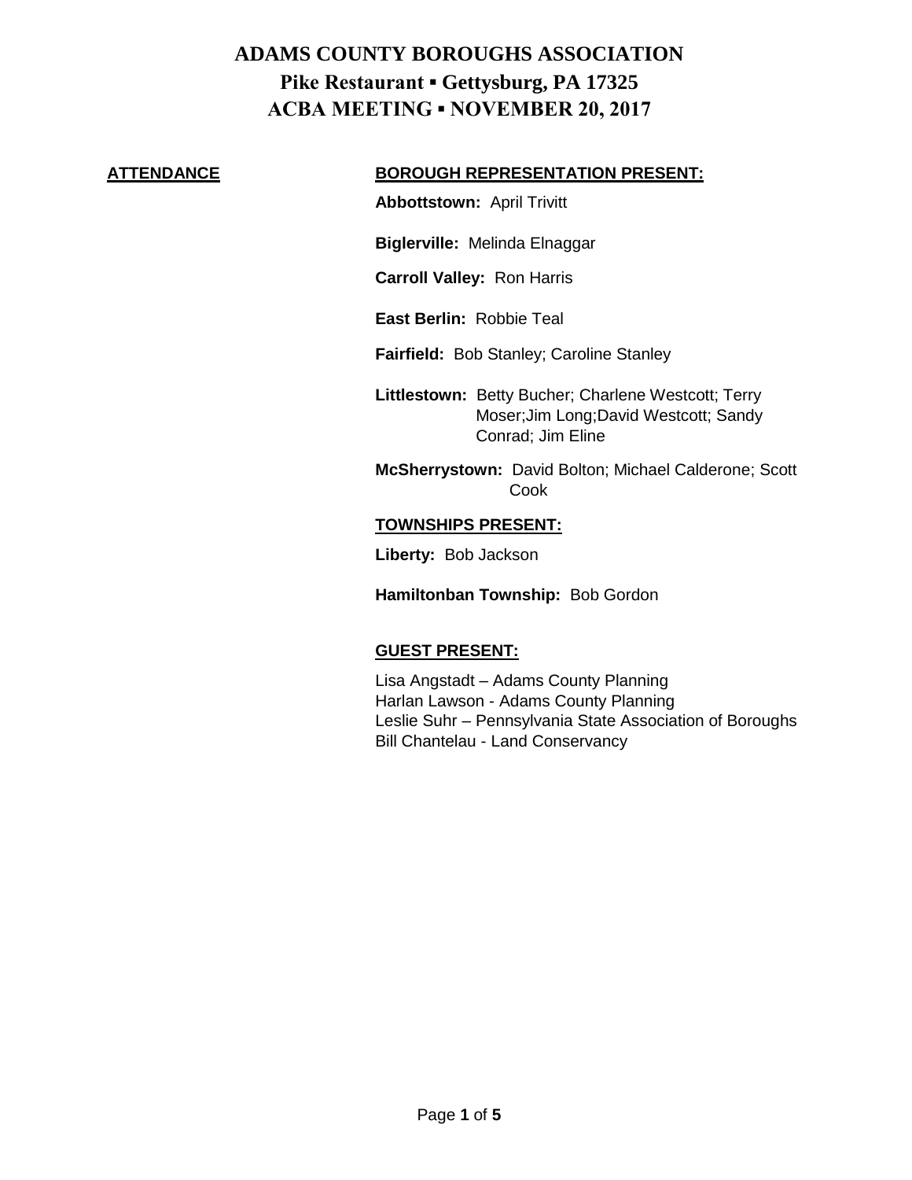# ADAMS COUNTY BOROUGHS ASSOCIATION

## Pike Restaurant ▪ Gettysburg, PA 17325

## ACBA MEETING ▪ NOVEMBER 20, 2017

**ATTENDANCE**

**BOROUGH REPRESENTATION PRESENT:**

**Abbottstown:** April Trivitt

**Biglerville:** Melinda Elnaggar

**Carroll Valley:** Ron Harris

**East Berlin:** Robbie Teal

**Fairfield:** Bob Stanley; Caroline Stanley

**Littlestown:** Betty Bucher; Charlene Westcott; Terry Moser;Jim Long;David Westcott; Sandy Conrad; Jim Eline

**McSherrystown:** David Bolton; Michael Calderone; Scott Cook

**TOWNSHIPS PRESENT:**

**Liberty:** Bob Jackson

**Hamiltonban Township:** Bob Gordon

**GUEST PRESENT:**

Lisa Angstadt – Adams County Planning
Harlan Lawson - Adams County Planning
Leslie Suhr – Pennsylvania State Association of Boroughs
Bill Chantelau - Land Conservancy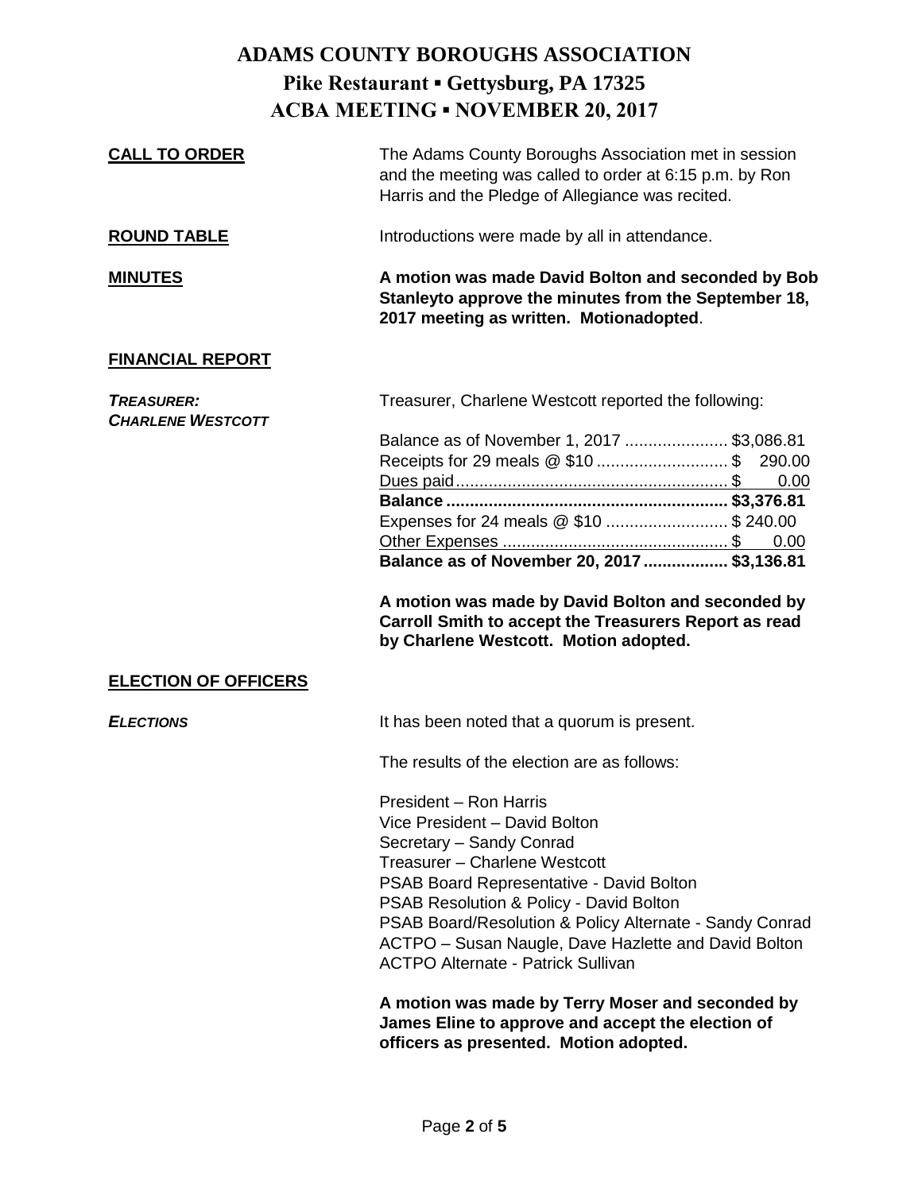# ADAMS COUNTY BOROUGHS ASSOCIATION
## Pike Restaurant ▪ Gettysburg, PA 17325
## ACBA MEETING ▪ NOVEMBER 20, 2017

**CALL TO ORDER**

The Adams County Boroughs Association met in session and the meeting was called to order at 6:15 p.m. by Ron Harris and the Pledge of Allegiance was recited.

**ROUND TABLE**

Introductions were made by all in attendance.

**MINUTES**

**A motion was made David Bolton and seconded by Bob Stanleyto approve the minutes from the September 18, 2017 meeting as written. Motionadopted**.

**FINANCIAL REPORT**

***TREASURER: CHARLENE WESTCOTT***

Treasurer, Charlene Westcott reported the following:

| | |
|---|---|
| Balance as of November 1, 2017 | $3,086.81 |
| Receipts for 29 meals @ $10 | $ 290.00 |
| Dues paid | $ 0.00 |
| **Balance** | **$3,376.81** |
| Expenses for 24 meals @ $10 | $ 240.00 |
| Other Expenses | $ 0.00 |
| **Balance as of November 20, 2017** | **$3,136.81** |

**A motion was made by David Bolton and seconded by Carroll Smith to accept the Treasurers Report as read by Charlene Westcott. Motion adopted.**

**ELECTION OF OFFICERS**

***ELECTIONS***

It has been noted that a quorum is present.

The results of the election are as follows:

President – Ron Harris
Vice President – David Bolton
Secretary – Sandy Conrad
Treasurer – Charlene Westcott
PSAB Board Representative - David Bolton
PSAB Resolution & Policy - David Bolton
PSAB Board/Resolution & Policy Alternate - Sandy Conrad
ACTPO – Susan Naugle, Dave Hazlette and David Bolton
ACTPO Alternate - Patrick Sullivan

**A motion was made by Terry Moser and seconded by James Eline to approve and accept the election of officers as presented. Motion adopted.**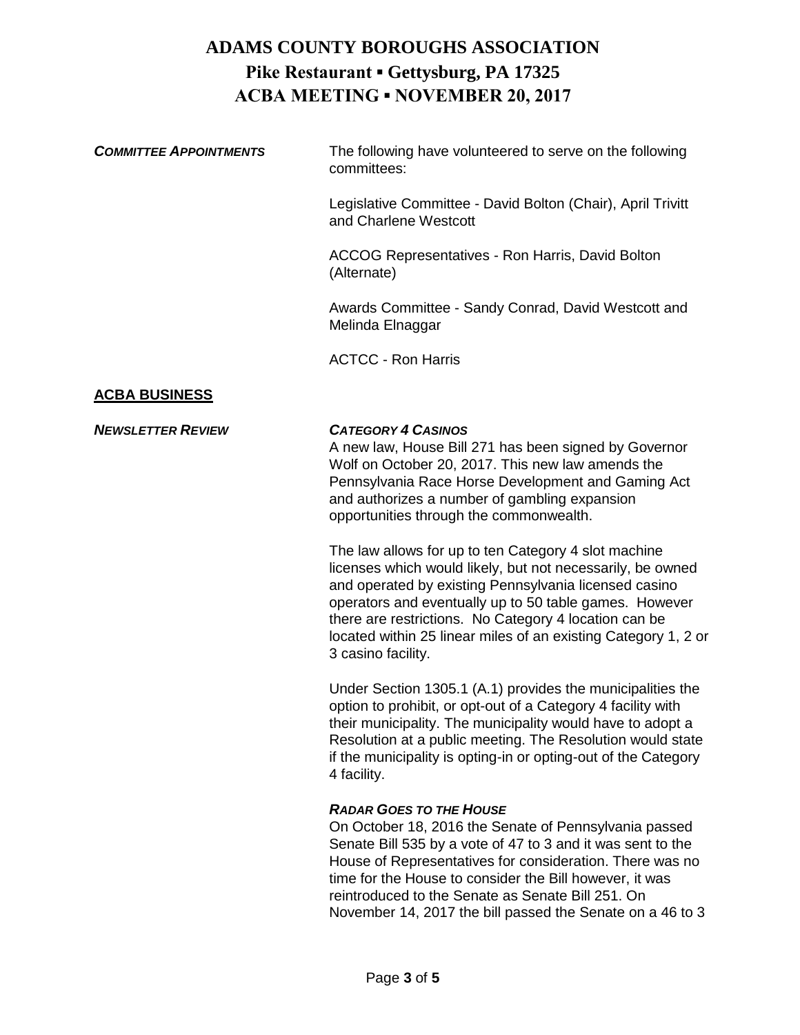***COMMITTEE APPOINTMENTS***

The following have volunteered to serve on the following committees:

Legislative Committee - David Bolton (Chair), April Trivitt and Charlene Westcott

ACCOG Representatives - Ron Harris, David Bolton (Alternate)

Awards Committee - Sandy Conrad, David Westcott and Melinda Elnaggar

ACTCC - Ron Harris

## ACBA BUSINESS

***NEWSLETTER REVIEW***

***CATEGORY 4 CASINOS***

A new law, House Bill 271 has been signed by Governor Wolf on October 20, 2017. This new law amends the Pennsylvania Race Horse Development and Gaming Act and authorizes a number of gambling expansion opportunities through the commonwealth.

The law allows for up to ten Category 4 slot machine licenses which would likely, but not necessarily, be owned and operated by existing Pennsylvania licensed casino operators and eventually up to 50 table games. However there are restrictions. No Category 4 location can be located within 25 linear miles of an existing Category 1, 2 or 3 casino facility.

Under Section 1305.1 (A.1) provides the municipalities the option to prohibit, or opt-out of a Category 4 facility with their municipality. The municipality would have to adopt a Resolution at a public meeting. The Resolution would state if the municipality is opting-in or opting-out of the Category 4 facility.

***RADAR GOES TO THE HOUSE***

On October 18, 2016 the Senate of Pennsylvania passed Senate Bill 535 by a vote of 47 to 3 and it was sent to the House of Representatives for consideration. There was no time for the House to consider the Bill however, it was reintroduced to the Senate as Senate Bill 251. On November 14, 2017 the bill passed the Senate on a 46 to 3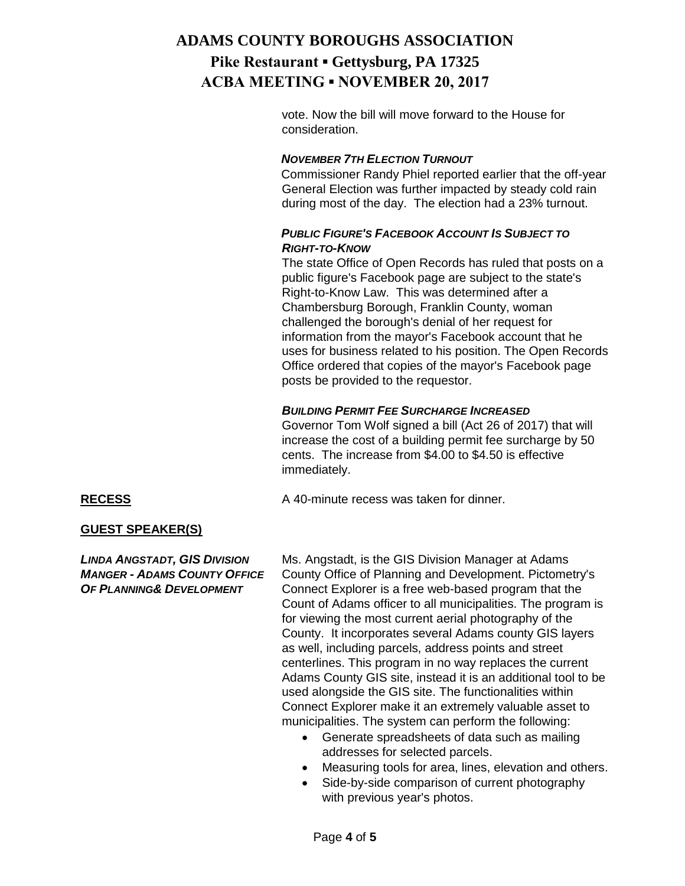vote. Now the bill will move forward to the House for consideration.

***NOVEMBER 7TH ELECTION TURNOUT***

Commissioner Randy Phiel reported earlier that the off-year General Election was further impacted by steady cold rain during most of the day. The election had a 23% turnout.

***PUBLIC FIGURE'S FACEBOOK ACCOUNT IS SUBJECT TO RIGHT-TO-KNOW***

The state Office of Open Records has ruled that posts on a public figure's Facebook page are subject to the state's Right-to-Know Law. This was determined after a Chambersburg Borough, Franklin County, woman challenged the borough's denial of her request for information from the mayor's Facebook account that he uses for business related to his position. The Open Records Office ordered that copies of the mayor's Facebook page posts be provided to the requestor.

***BUILDING PERMIT FEE SURCHARGE INCREASED***

Governor Tom Wolf signed a bill (Act 26 of 2017) that will increase the cost of a building permit fee surcharge by 50 cents. The increase from $4.00 to $4.50 is effective immediately.

**RECESS**

A 40-minute recess was taken for dinner.

**GUEST SPEAKER(S)**

***LINDA ANGSTADT, GIS DIVISION MANGER - ADAMS COUNTY OFFICE OF PLANNING& DEVELOPMENT***

Ms. Angstadt, is the GIS Division Manager at Adams County Office of Planning and Development. Pictometry's Connect Explorer is a free web-based program that the Count of Adams officer to all municipalities. The program is for viewing the most current aerial photography of the County. It incorporates several Adams county GIS layers as well, including parcels, address points and street centerlines. This program in no way replaces the current Adams County GIS site, instead it is an additional tool to be used alongside the GIS site. The functionalities within Connect Explorer make it an extremely valuable asset to municipalities. The system can perform the following:

- Generate spreadsheets of data such as mailing addresses for selected parcels.
- Measuring tools for area, lines, elevation and others.
- Side-by-side comparison of current photography with previous year's photos.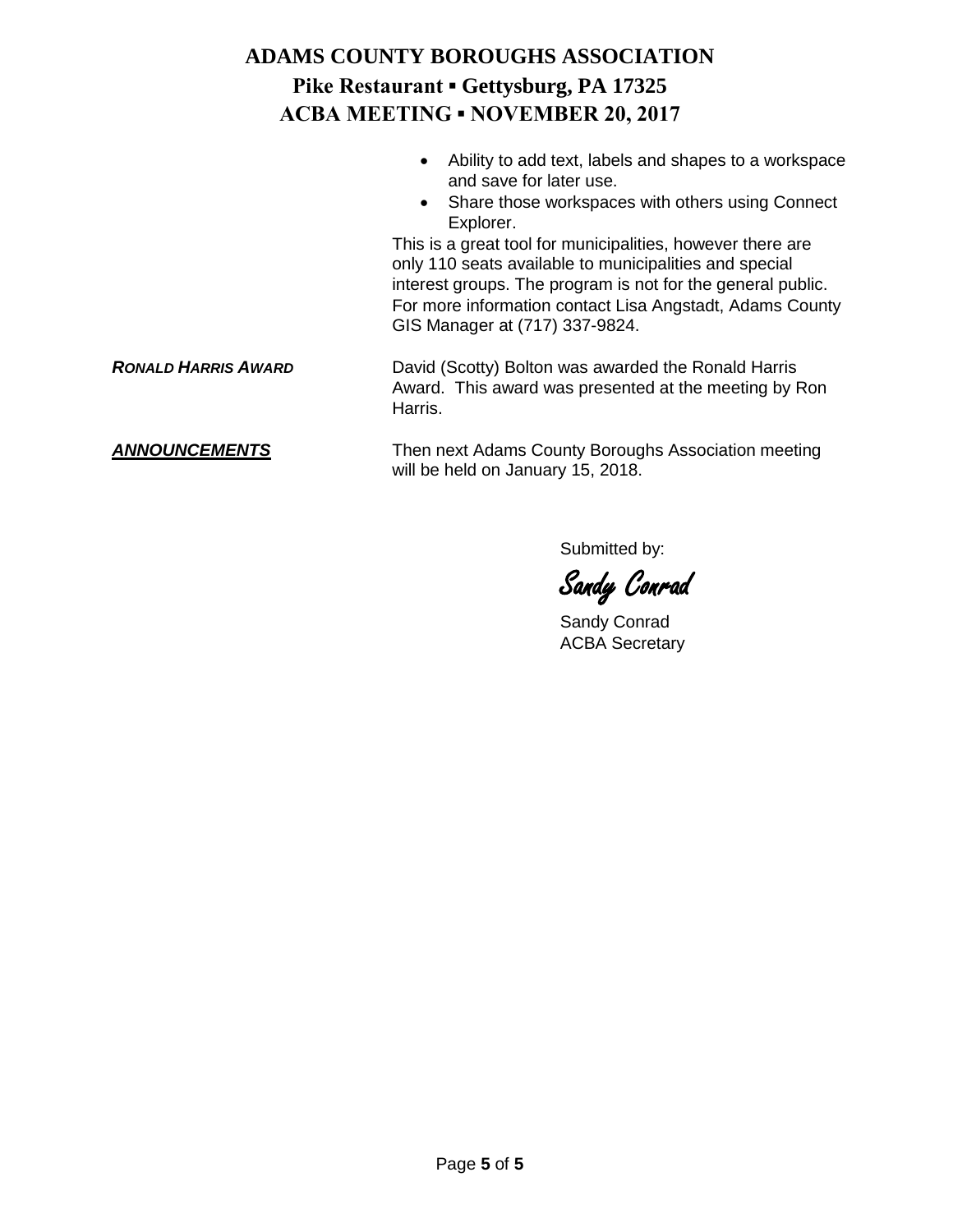- Ability to add text, labels and shapes to a workspace and save for later use.
- Share those workspaces with others using Connect Explorer.

This is a great tool for municipalities, however there are only 110 seats available to municipalities and special interest groups. The program is not for the general public. For more information contact Lisa Angstadt, Adams County GIS Manager at (717) 337-9824.

***RONALD HARRIS AWARD***

David (Scotty) Bolton was awarded the Ronald Harris Award. This award was presented at the meeting by Ron Harris.

***ANNOUNCEMENTS***

Then next Adams County Boroughs Association meeting will be held on January 15, 2018.

Submitted by:

*Sandy Conrad*

Sandy Conrad
ACBA Secretary